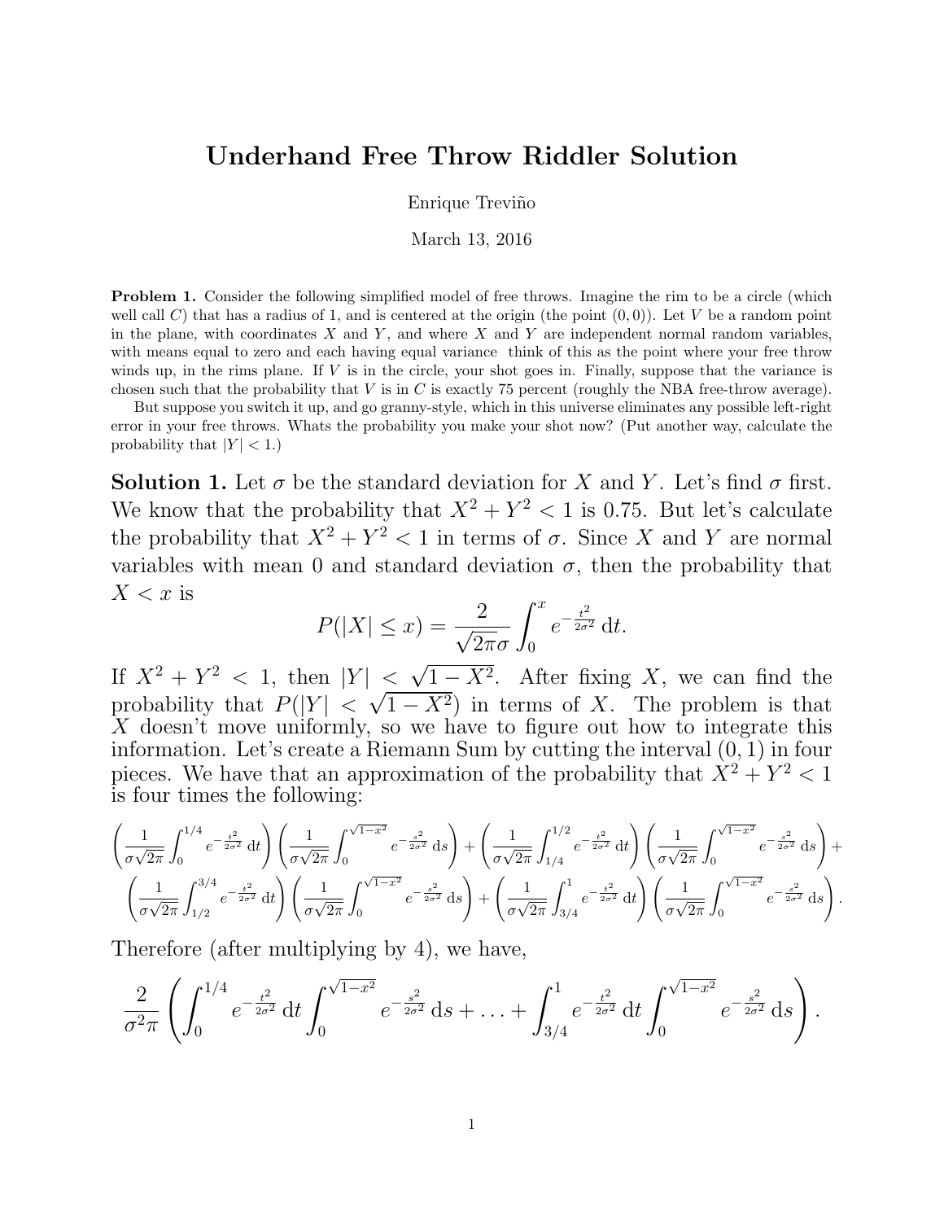# Underhand Free Throw Riddler Solution

Enrique Treviño

March 13, 2016

**Problem 1.** Consider the following simplified model of free throws. Imagine the rim to be a circle (which well call $C$) that has a radius of 1, and is centered at the origin (the point $(0,0)$). Let $V$ be a random point in the plane, with coordinates $X$ and $Y$, and where $X$ and $Y$ are independent normal random variables, with means equal to zero and each having equal variance think of this as the point where your free throw winds up, in the rims plane. If $V$ is in the circle, your shot goes in. Finally, suppose that the variance is chosen such that the probability that $V$ is in $C$ is exactly 75 percent (roughly the NBA free-throw average).

But suppose you switch it up, and go granny-style, which in this universe eliminates any possible left-right error in your free throws. Whats the probability you make your shot now? (Put another way, calculate the probability that $|Y| < 1$.)

**Solution 1.** Let $\sigma$ be the standard deviation for $X$ and $Y$. Let's find $\sigma$ first. We know that the probability that $X^2 + Y^2 < 1$ is 0.75. But let's calculate the probability that $X^2 + Y^2 < 1$ in terms of $\sigma$. Since $X$ and $Y$ are normal variables with mean 0 and standard deviation $\sigma$, then the probability that $X < x$ is

$$P(|X| \leq x) = \frac{2}{\sqrt{2\pi}\sigma} \int_0^x e^{-\frac{t^2}{2\sigma^2}} \, \mathrm{d}t.$$

If $X^2 + Y^2 < 1$, then $|Y| < \sqrt{1 - X^2}$. After fixing $X$, we can find the probability that $P(|Y| < \sqrt{1 - X^2})$ in terms of $X$. The problem is that $X$ doesn't move uniformly, so we have to figure out how to integrate this information. Let's create a Riemann Sum by cutting the interval $(0,1)$ in four pieces. We have that an approximation of the probability that $X^2 + Y^2 < 1$ is four times the following:

$$\left(\frac{1}{\sigma\sqrt{2\pi}} \int_0^{1/4} e^{-\frac{t^2}{2\sigma^2}} \, \mathrm{d}t\right) \left(\frac{1}{\sigma\sqrt{2\pi}} \int_0^{\sqrt{1-x^2}} e^{-\frac{s^2}{2\sigma^2}} \, \mathrm{d}s\right) + \left(\frac{1}{\sigma\sqrt{2\pi}} \int_{1/4}^{1/2} e^{-\frac{t^2}{2\sigma^2}} \, \mathrm{d}t\right) \left(\frac{1}{\sigma\sqrt{2\pi}} \int_0^{\sqrt{1-x^2}} e^{-\frac{s^2}{2\sigma^2}} \, \mathrm{d}s\right) +$$
$$\left(\frac{1}{\sigma\sqrt{2\pi}} \int_{1/2}^{3/4} e^{-\frac{t^2}{2\sigma^2}} \, \mathrm{d}t\right) \left(\frac{1}{\sigma\sqrt{2\pi}} \int_0^{\sqrt{1-x^2}} e^{-\frac{s^2}{2\sigma^2}} \, \mathrm{d}s\right) + \left(\frac{1}{\sigma\sqrt{2\pi}} \int_{3/4}^{1} e^{-\frac{t^2}{2\sigma^2}} \, \mathrm{d}t\right) \left(\frac{1}{\sigma\sqrt{2\pi}} \int_0^{\sqrt{1-x^2}} e^{-\frac{s^2}{2\sigma^2}} \, \mathrm{d}s\right).$$

Therefore (after multiplying by 4), we have,

$$\frac{2}{\sigma^2\pi} \left( \int_0^{1/4} e^{-\frac{t^2}{2\sigma^2}} \, \mathrm{d}t \int_0^{\sqrt{1-x^2}} e^{-\frac{s^2}{2\sigma^2}} \, \mathrm{d}s + \ldots + \int_{3/4}^{1} e^{-\frac{t^2}{2\sigma^2}} \, \mathrm{d}t \int_0^{\sqrt{1-x^2}} e^{-\frac{s^2}{2\sigma^2}} \, \mathrm{d}s \right).$$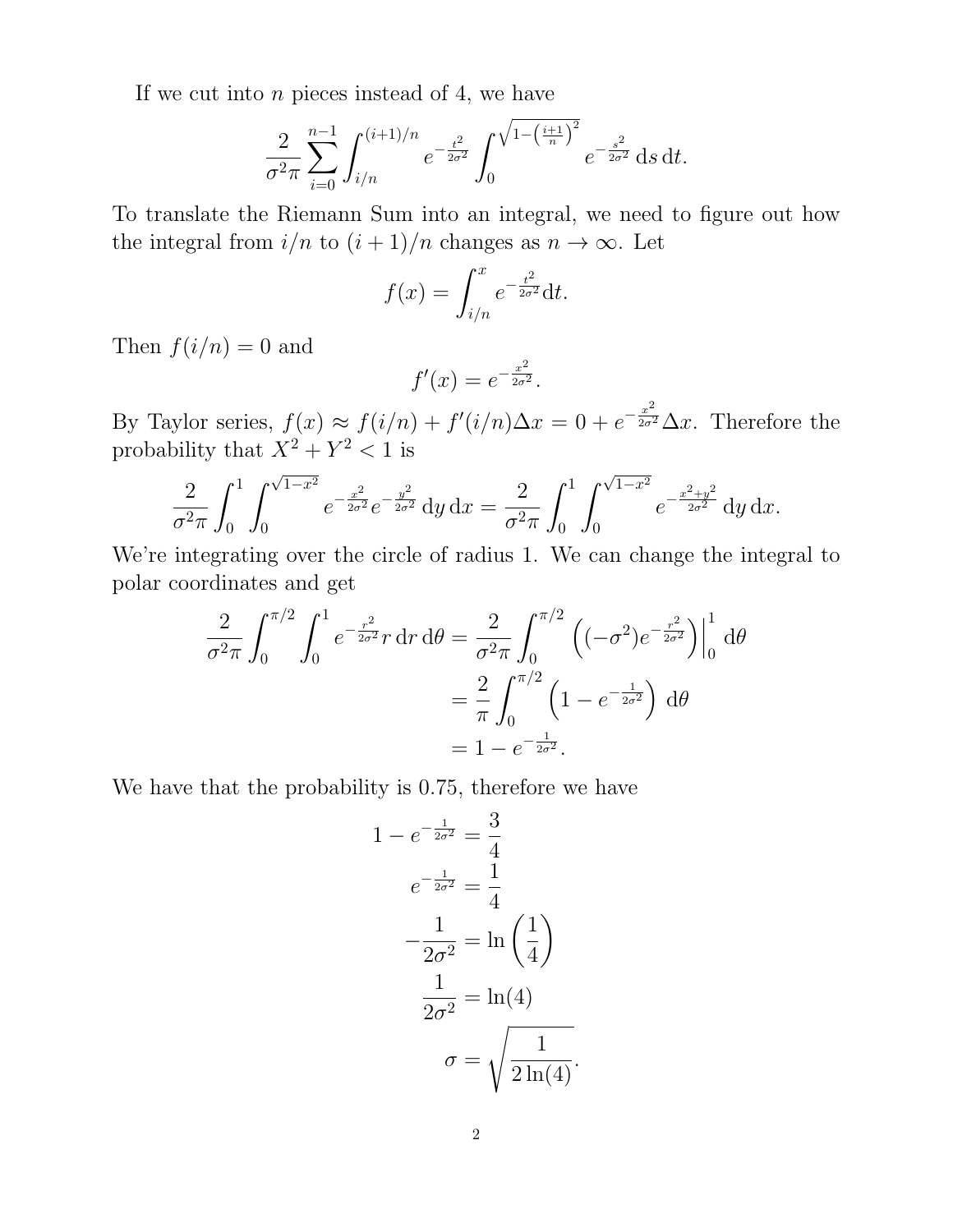If we cut into $n$ pieces instead of 4, we have

$$\frac{2}{\sigma^2 \pi} \sum_{i=0}^{n-1} \int_{i/n}^{(i+1)/n} e^{-\frac{t^2}{2\sigma^2}} \int_0^{\sqrt{1-\left(\frac{i+1}{n}\right)^2}} e^{-\frac{s^2}{2\sigma^2}} \, \mathrm{d}s \, \mathrm{d}t.$$

To translate the Riemann Sum into an integral, we need to figure out how the integral from $i/n$ to $(i+1)/n$ changes as $n \to \infty$. Let

$$f(x) = \int_{i/n}^{x} e^{-\frac{t^2}{2\sigma^2}} \mathrm{d}t.$$

Then $f(i/n) = 0$ and

$$f'(x) = e^{-\frac{x^2}{2\sigma^2}}.$$

By Taylor series, $f(x) \approx f(i/n) + f'(i/n)\Delta x = 0 + e^{-\frac{x^2}{2\sigma^2}} \Delta x$. Therefore the probability that $X^2 + Y^2 < 1$ is

$$\frac{2}{\sigma^2 \pi} \int_0^1 \int_0^{\sqrt{1-x^2}} e^{-\frac{x^2}{2\sigma^2}} e^{-\frac{y^2}{2\sigma^2}} \, \mathrm{d}y \, \mathrm{d}x = \frac{2}{\sigma^2 \pi} \int_0^1 \int_0^{\sqrt{1-x^2}} e^{-\frac{x^2+y^2}{2\sigma^2}} \, \mathrm{d}y \, \mathrm{d}x.$$

We're integrating over the circle of radius 1. We can change the integral to polar coordinates and get

$$\begin{aligned}
\frac{2}{\sigma^2 \pi} \int_0^{\pi/2} \int_0^1 e^{-\frac{r^2}{2\sigma^2}} r \, \mathrm{d}r \, \mathrm{d}\theta &= \frac{2}{\sigma^2 \pi} \int_0^{\pi/2} \left( (-\sigma^2) e^{-\frac{r^2}{2\sigma^2}} \right) \Big|_0^1 \, \mathrm{d}\theta \\
&= \frac{2}{\pi} \int_0^{\pi/2} \left( 1 - e^{-\frac{1}{2\sigma^2}} \right) \, \mathrm{d}\theta \\
&= 1 - e^{-\frac{1}{2\sigma^2}}.
\end{aligned}$$

We have that the probability is 0.75, therefore we have

$$\begin{aligned}
1 - e^{-\frac{1}{2\sigma^2}} &= \frac{3}{4} \\
e^{-\frac{1}{2\sigma^2}} &= \frac{1}{4} \\
-\frac{1}{2\sigma^2} &= \ln\left(\frac{1}{4}\right) \\
\frac{1}{2\sigma^2} &= \ln(4) \\
\sigma &= \sqrt{\frac{1}{2\ln(4)}}.
\end{aligned}$$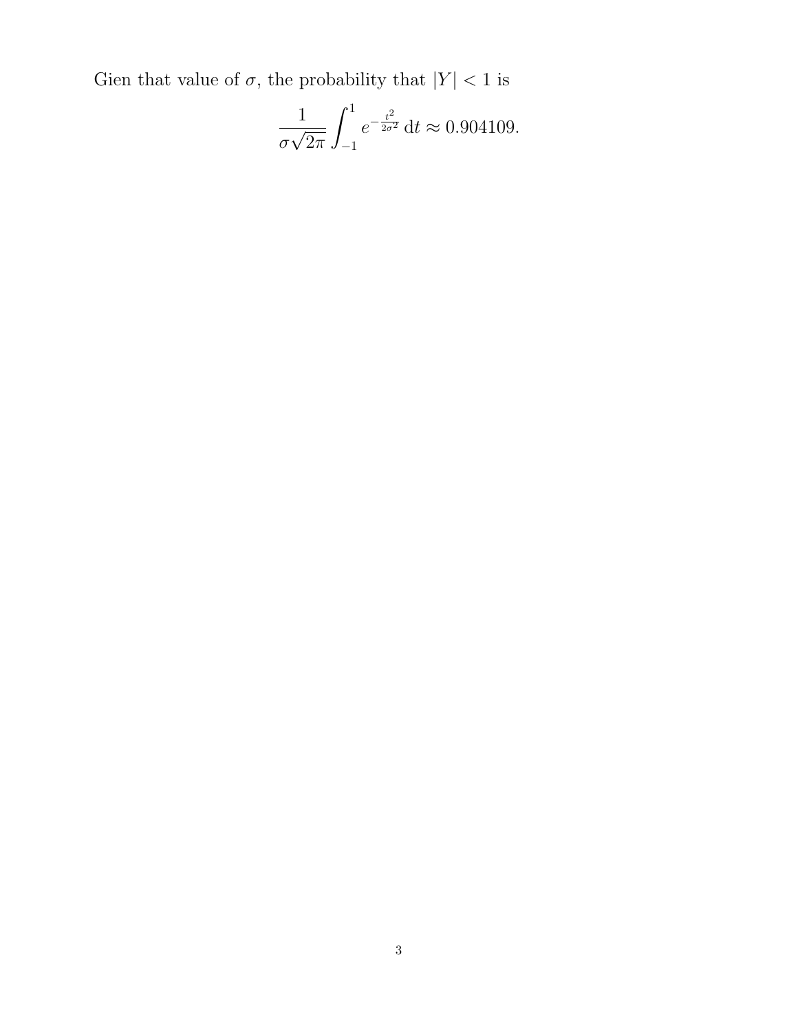Gien that value of $\sigma$, the probability that $|Y| < 1$ is

$$\frac{1}{\sigma\sqrt{2\pi}} \int_{-1}^{1} e^{-\frac{t^2}{2\sigma^2}} \, \mathrm{d}t \approx 0.904109.$$